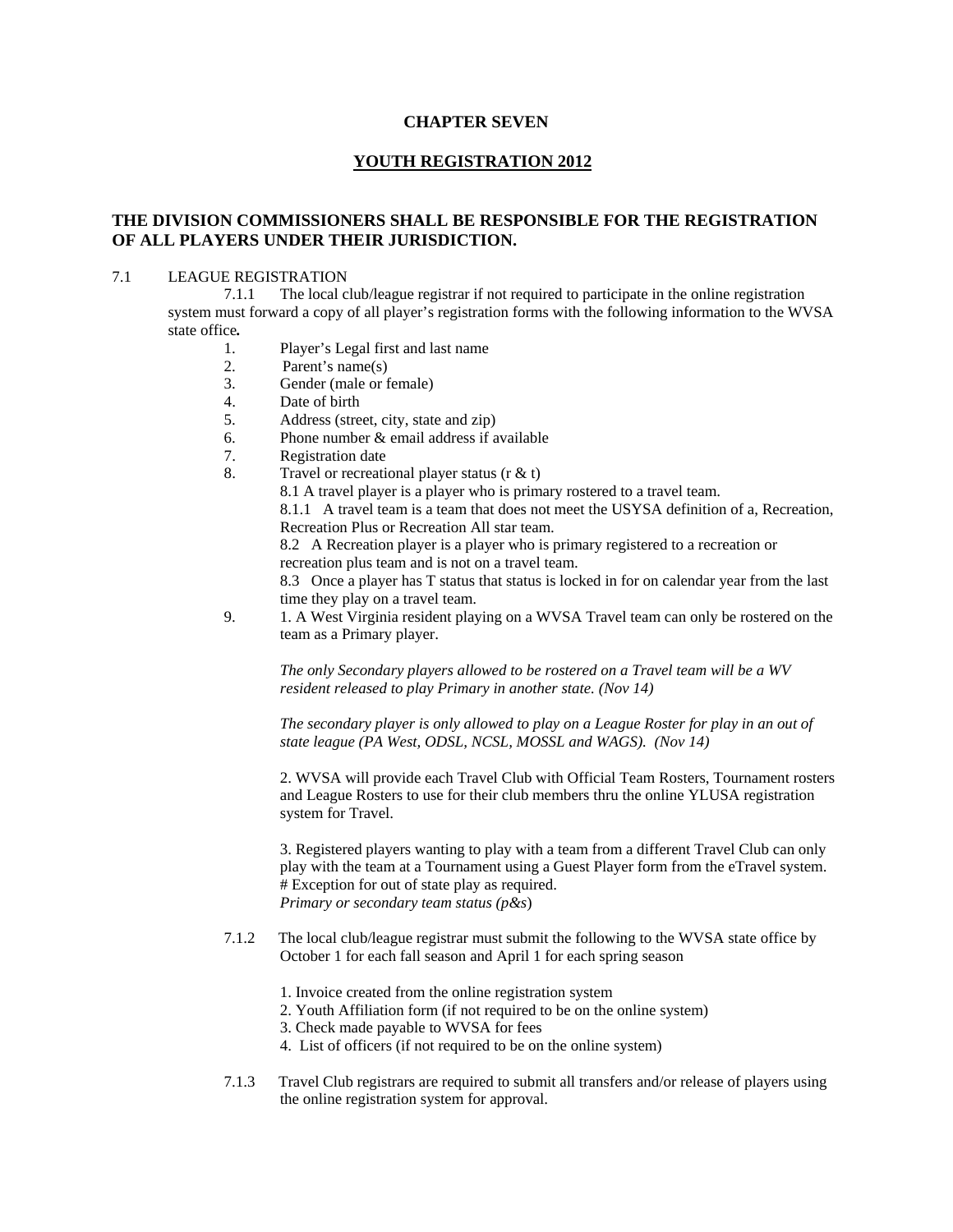# CHAPTER SEVEN

## YOUTH REGISTRATION 2012

### THE DIVISION COMMISSIONERS SHALL BE RESPONSIBLE FOR THE REGISTRATION OF ALL PLAYERS UNDER THEIR JURISDICTION.

7.1 LEAGUE REGISTRATION

7.1.1 The local club/league registrar if not required to participate in the online registration system must forward a copy of all player's registration forms with the following information to the WVSA state office**.**

1. Player's Legal first and last name
2. Parent's name(s)
3. Gender (male or female)
4. Date of birth
5. Address (street, city, state and zip)
6. Phone number & email address if available
7. Registration date
8. Travel or recreational player status (r & t)

   8.1 A travel player is a player who is primary rostered to a travel team.

   8.1.1 A travel team is a team that does not meet the USYSA definition of a, Recreation, Recreation Plus or Recreation All star team.

   8.2 A Recreation player is a player who is primary registered to a recreation or recreation plus team and is not on a travel team.

   8.3 Once a player has T status that status is locked in for on calendar year from the last time they play on a travel team.
9. 1. A West Virginia resident playing on a WVSA Travel team can only be rostered on the team as a Primary player.

   *The only Secondary players allowed to be rostered on a Travel team will be a WV resident released to play Primary in another state. (Nov 14)*

   *The secondary player is only allowed to play on a League Roster for play in an out of state league (PA West, ODSL, NCSL, MOSSL and WAGS). (Nov 14)*

   2. WVSA will provide each Travel Club with Official Team Rosters, Tournament rosters and League Rosters to use for their club members thru the online YLUSA registration system for Travel.

   3. Registered players wanting to play with a team from a different Travel Club can only play with the team at a Tournament using a Guest Player form from the eTravel system.
   # Exception for out of state play as required.
   *Primary or secondary team status (p&s*)

7.1.2 The local club/league registrar must submit the following to the WVSA state office by October 1 for each fall season and April 1 for each spring season

1. Invoice created from the online registration system
2. Youth Affiliation form (if not required to be on the online system)
3. Check made payable to WVSA for fees
4. List of officers (if not required to be on the online system)

7.1.3 Travel Club registrars are required to submit all transfers and/or release of players using the online registration system for approval.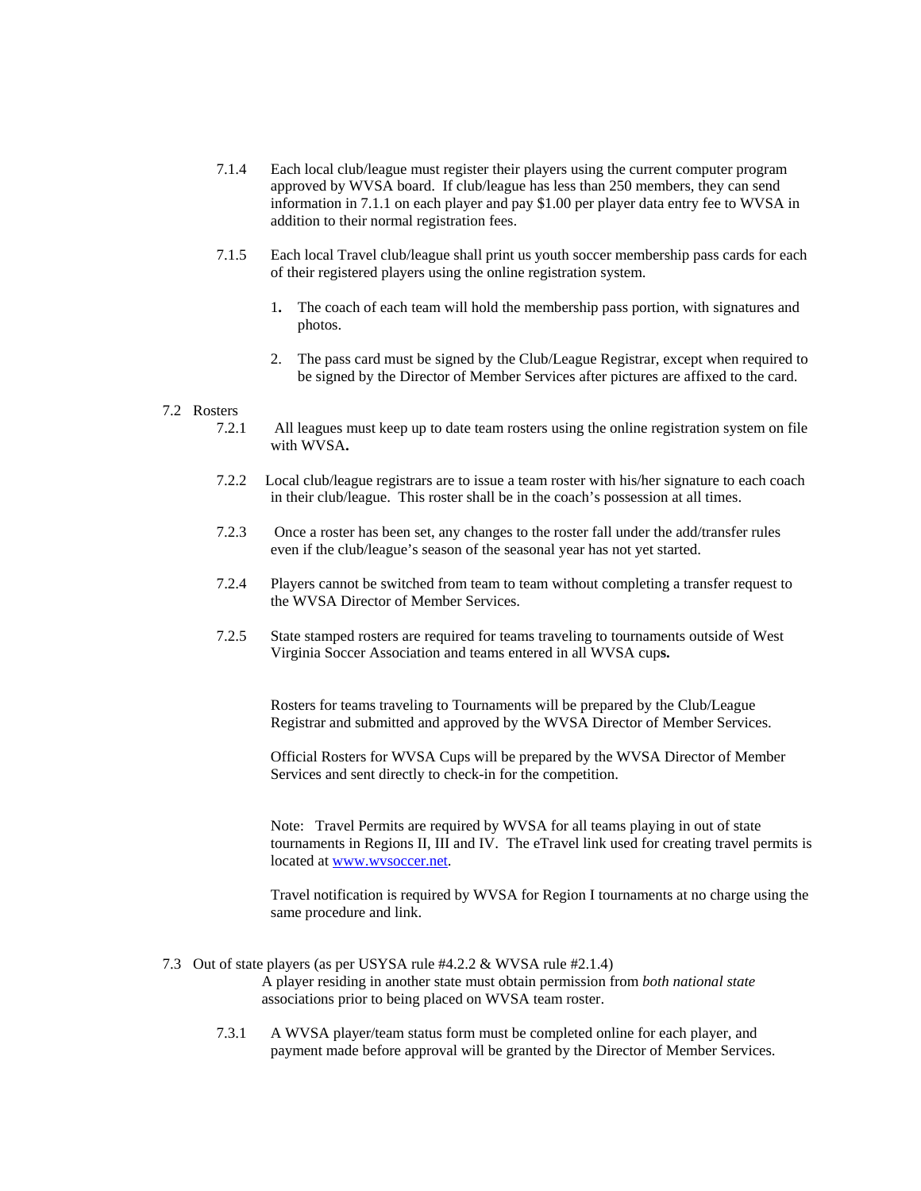7.1.4 Each local club/league must register their players using the current computer program approved by WVSA board. If club/league has less than 250 members, they can send information in 7.1.1 on each player and pay $1.00 per player data entry fee to WVSA in addition to their normal registration fees.

7.1.5 Each local Travel club/league shall print us youth soccer membership pass cards for each of their registered players using the online registration system.

1. The coach of each team will hold the membership pass portion, with signatures and photos.
2. The pass card must be signed by the Club/League Registrar, except when required to be signed by the Director of Member Services after pictures are affixed to the card.

7.2 Rosters

7.2.1 All leagues must keep up to date team rosters using the online registration system on file with WVSA**.**

7.2.2 Local club/league registrars are to issue a team roster with his/her signature to each coach in their club/league. This roster shall be in the coach's possession at all times.

7.2.3 Once a roster has been set, any changes to the roster fall under the add/transfer rules even if the club/league's season of the seasonal year has not yet started.

7.2.4 Players cannot be switched from team to team without completing a transfer request to the WVSA Director of Member Services.

7.2.5 State stamped rosters are required for teams traveling to tournaments outside of West Virginia Soccer Association and teams entered in all WVSA cup**s.**

Rosters for teams traveling to Tournaments will be prepared by the Club/League Registrar and submitted and approved by the WVSA Director of Member Services.

Official Rosters for WVSA Cups will be prepared by the WVSA Director of Member Services and sent directly to check-in for the competition.

Note: Travel Permits are required by WVSA for all teams playing in out of state tournaments in Regions II, III and IV. The eTravel link used for creating travel permits is located at [www.wvsoccer.net](http://www.wvsoccer.net).

Travel notification is required by WVSA for Region I tournaments at no charge using the same procedure and link.

7.3 Out of state players (as per USYSA rule #4.2.2 & WVSA rule #2.1.4)

A player residing in another state must obtain permission from *both national state* associations prior to being placed on WVSA team roster.

7.3.1 A WVSA player/team status form must be completed online for each player, and payment made before approval will be granted by the Director of Member Services.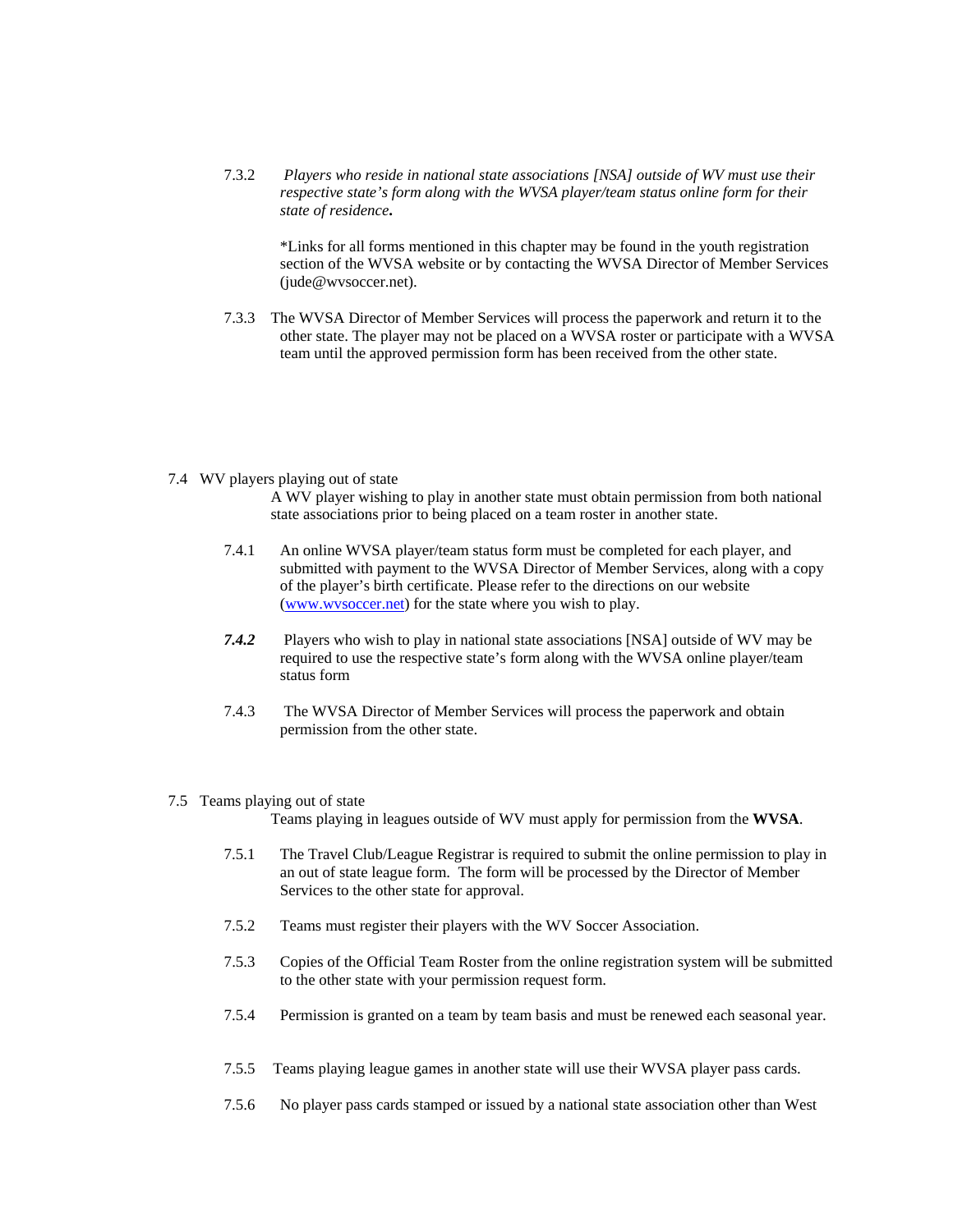7.3.2 *Players who reside in national state associations [NSA] outside of WV must use their respective state's form along with the WVSA player/team status online form for their state of residence.*

*Links for all forms mentioned in this chapter may be found in the youth registration section of the WVSA website or by contacting the WVSA Director of Member Services (jude@wvsoccer.net).

7.3.3 The WVSA Director of Member Services will process the paperwork and return it to the other state. The player may not be placed on a WVSA roster or participate with a WVSA team until the approved permission form has been received from the other state.

7.4 WV players playing out of state

A WV player wishing to play in another state must obtain permission from both national state associations prior to being placed on a team roster in another state.

7.4.1 An online WVSA player/team status form must be completed for each player, and submitted with payment to the WVSA Director of Member Services, along with a copy of the player's birth certificate. Please refer to the directions on our website (www.wvsoccer.net) for the state where you wish to play.

***7.4.2*** Players who wish to play in national state associations [NSA] outside of WV may be required to use the respective state's form along with the WVSA online player/team status form

7.4.3 The WVSA Director of Member Services will process the paperwork and obtain permission from the other state.

7.5 Teams playing out of state

Teams playing in leagues outside of WV must apply for permission from the **WVSA**.

7.5.1 The Travel Club/League Registrar is required to submit the online permission to play in an out of state league form. The form will be processed by the Director of Member Services to the other state for approval.

7.5.2 Teams must register their players with the WV Soccer Association.

7.5.3 Copies of the Official Team Roster from the online registration system will be submitted to the other state with your permission request form.

7.5.4 Permission is granted on a team by team basis and must be renewed each seasonal year.

7.5.5 Teams playing league games in another state will use their WVSA player pass cards.

7.5.6 No player pass cards stamped or issued by a national state association other than West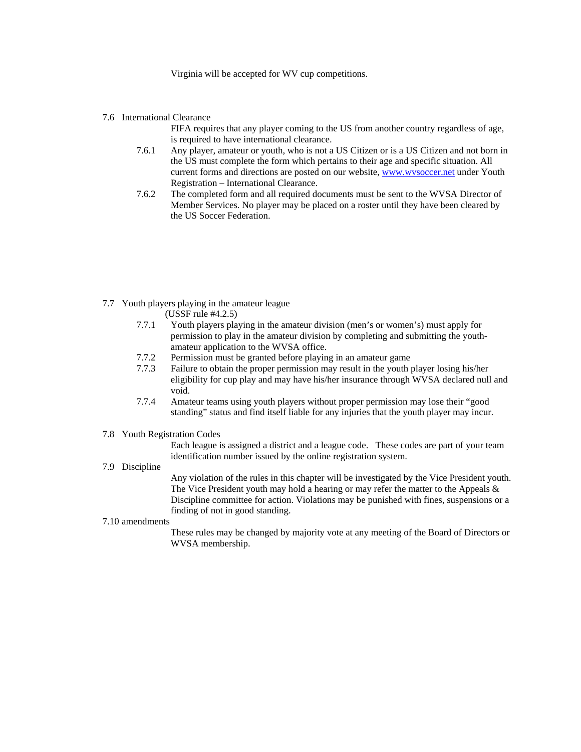Virginia will be accepted for WV cup competitions.

7.6 International Clearance

FIFA requires that any player coming to the US from another country regardless of age, is required to have international clearance.

7.6.1 Any player, amateur or youth, who is not a US Citizen or is a US Citizen and not born in the US must complete the form which pertains to their age and specific situation. All current forms and directions are posted on our website, www.wvsoccer.net under Youth Registration – International Clearance.

7.6.2 The completed form and all required documents must be sent to the WVSA Director of Member Services. No player may be placed on a roster until they have been cleared by the US Soccer Federation.

7.7 Youth players playing in the amateur league

(USSF rule #4.2.5)

7.7.1 Youth players playing in the amateur division (men's or women's) must apply for permission to play in the amateur division by completing and submitting the youth-amateur application to the WVSA office.

7.7.2 Permission must be granted before playing in an amateur game

7.7.3 Failure to obtain the proper permission may result in the youth player losing his/her eligibility for cup play and may have his/her insurance through WVSA declared null and void.

7.7.4 Amateur teams using youth players without proper permission may lose their "good standing" status and find itself liable for any injuries that the youth player may incur.

7.8 Youth Registration Codes

Each league is assigned a district and a league code. These codes are part of your team identification number issued by the online registration system.

7.9 Discipline

Any violation of the rules in this chapter will be investigated by the Vice President youth. The Vice President youth may hold a hearing or may refer the matter to the Appeals & Discipline committee for action. Violations may be punished with fines, suspensions or a finding of not in good standing.

7.10 amendments

These rules may be changed by majority vote at any meeting of the Board of Directors or WVSA membership.